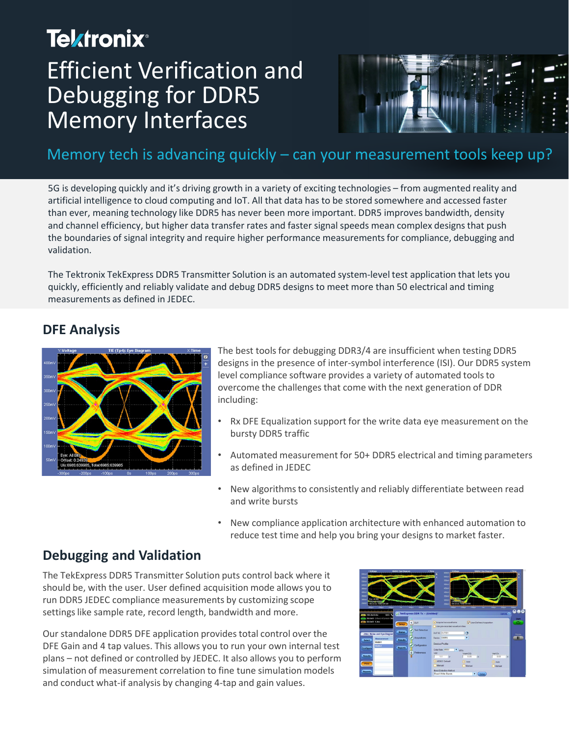Tektronix

# Efficient Verification and Debugging for DDR5 Memory Interfaces

## Memory tech is advancing quickly – can your measurement tools keep up?

5G is developing quickly and it's driving growth in a variety of exciting technologies – from augmented reality and artificial intelligence to cloud computing and IoT. All that data has to be stored somewhere and accessed faster than ever, meaning technology like DDR5 has never been more important. DDR5 improves bandwidth, density and channel efficiency, but higher data transfer rates and faster signal speeds mean complex designs that push the boundaries of signal integrity and require higher performance measurements for compliance, debugging and validation.

The Tektronix TekExpress DDR5 Transmitter Solution is an automated system-level test application that lets you quickly, efficiently and reliably validate and debug DDR5 designs to meet more than 50 electrical and timing measurements as defined in JEDEC.

## DFE Analysis

The best tools for debugging DDR3/4 are insufficient when testing DDR5 designs in the presence of inter-symbol interference (ISI). Our DDR5 system level compliance software provides a variety of automated tools to overcome the challenges that come with the next generation of DDR including:

- Rx DFE Equalization support for the write data eye measurement on the bursty DDR5 traffic
- Automated measurement for 50+ DDR5 electrical and timing parameters as defined in JEDEC
- New algorithms to consistently and reliably differentiate between read and write bursts
- New compliance application architecture with enhanced automation to reduce test time and help you bring your designs to market faster.

## Debugging and Validation

The TekExpress DDR5 Transmitter Solution puts control back where it should be, with the user. User defined acquisition mode allows you to run DDR5 JEDEC compliance measurements by customizing scope settings like sample rate, record length, bandwidth and more.

Our standalone DDR5 DFE application provides total control over the DFE Gain and 4 tap values. This allows you to run your own internal test plans – not defined or controlled by JEDEC. It also allows you to perform simulation of measurement correlation to fine tune simulation models and conduct what-if analysis by changing 4-tap and gain values.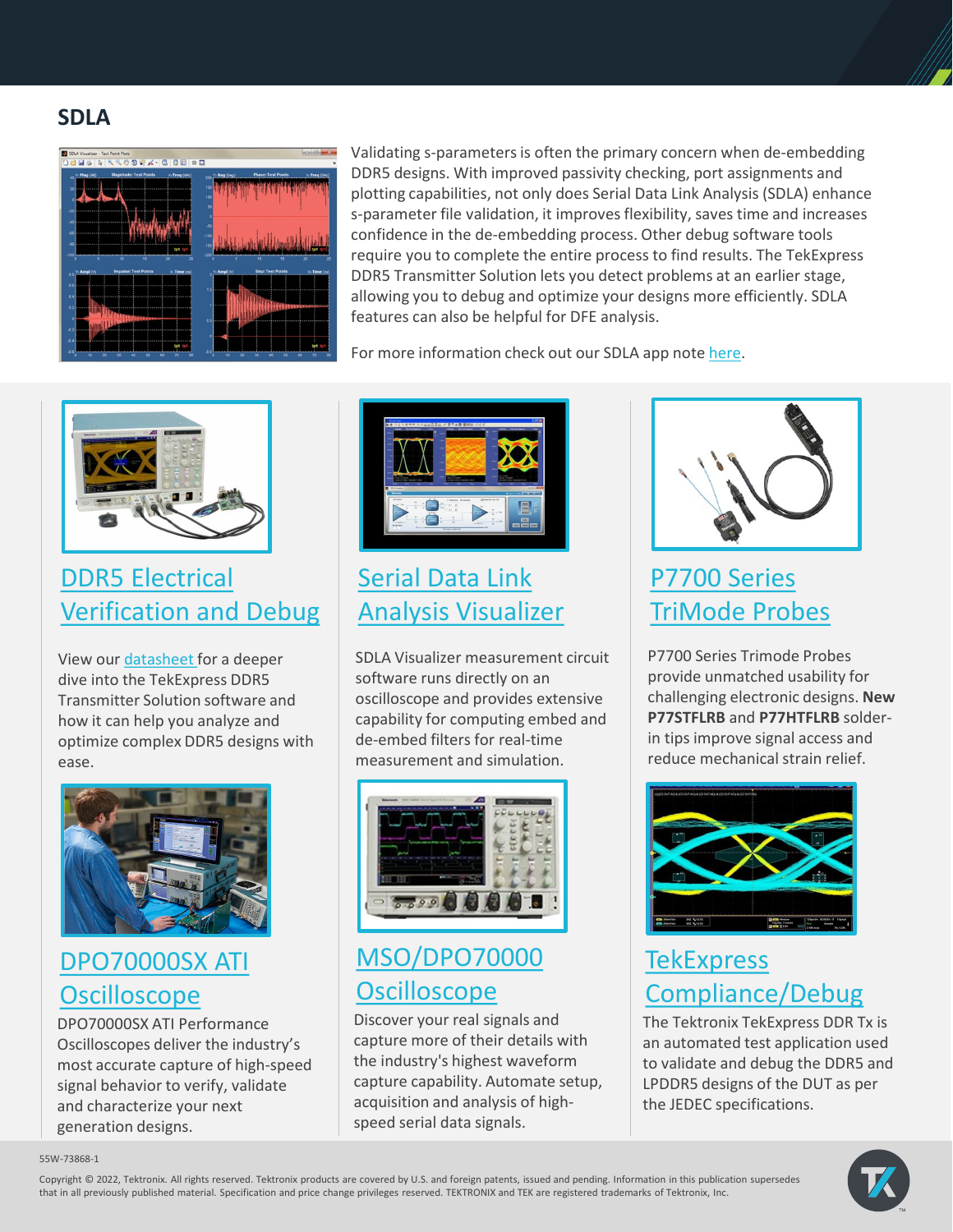## SDLA

Validating s-parameters is often the primary concern when de-embedding DDR5 designs. With improved passivity checking, port assignments and plotting capabilities, not only does Serial Data Link Analysis (SDLA) enhance s-parameter file validation, it improves flexibility, saves time and increases confidence in the de-embedding process. Other debug software tools require you to complete the entire process to find results. The TekExpress DDR5 Transmitter Solution lets you detect problems at an earlier stage, allowing you to debug and optimize your designs more efficiently. SDLA features can also be helpful for DFE analysis.

For more information check out our SDLA app note here.

### DDR5 Electrical Verification and Debug

View our datasheet for a deeper dive into the TekExpress DDR5 Transmitter Solution software and how it can help you analyze and optimize complex DDR5 designs with ease.

### Serial Data Link Analysis Visualizer

SDLA Visualizer measurement circuit software runs directly on an oscilloscope and provides extensive capability for computing embed and de-embed filters for real-time measurement and simulation.

### P7700 Series TriMode Probes

P7700 Series Trimode Probes provide unmatched usability for challenging electronic designs. **New P77STFLRB** and **P77HTFLRB** solder-in tips improve signal access and reduce mechanical strain relief.

### DPO70000SX ATI Oscilloscope

DPO70000SX ATI Performance Oscilloscopes deliver the industry's most accurate capture of high-speed signal behavior to verify, validate and characterize your next generation designs.

### MSO/DPO70000 Oscilloscope

Discover your real signals and capture more of their details with the industry's highest waveform capture capability. Automate setup, acquisition and analysis of high-speed serial data signals.

### TekExpress Compliance/Debug

The Tektronix TekExpress DDR Tx is an automated test application used to validate and debug the DDR5 and LPDDR5 designs of the DUT as per the JEDEC specifications.

55W-73868-1

Copyright © 2022, Tektronix. All rights reserved. Tektronix products are covered by U.S. and foreign patents, issued and pending. Information in this publication supersedes that in all previously published material. Specification and price change privileges reserved. TEKTRONIX and TEK are registered trademarks of Tektronix, Inc.